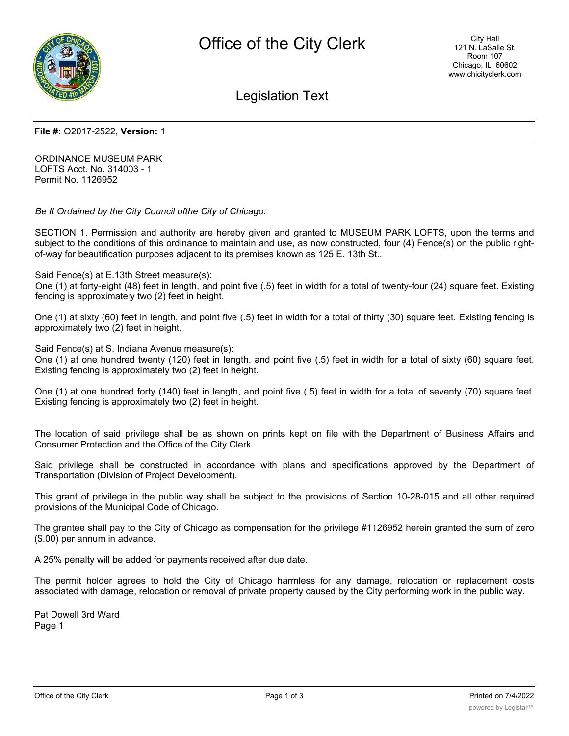# Office of the City Clerk

City Hall
121 N. LaSalle St.
Room 107
Chicago, IL 60602
www.chicityclerk.com

## Legislation Text

**File #:** O2017-2522, **Version:** 1

ORDINANCE MUSEUM PARK
LOFTS Acct. No. 314003 - 1
Permit No. 1126952

*Be It Ordained by the City Council ofthe City of Chicago:*

SECTION 1. Permission and authority are hereby given and granted to MUSEUM PARK LOFTS, upon the terms and subject to the conditions of this ordinance to maintain and use, as now constructed, four (4) Fence(s) on the public right-of-way for beautification purposes adjacent to its premises known as 125 E. 13th St..

Said Fence(s) at E.13th Street measure(s):
One (1) at forty-eight (48) feet in length, and point five (.5) feet in width for a total of twenty-four (24) square feet. Existing fencing is approximately two (2) feet in height.

One (1) at sixty (60) feet in length, and point five (.5) feet in width for a total of thirty (30) square feet. Existing fencing is approximately two (2) feet in height.

Said Fence(s) at S. Indiana Avenue measure(s):
One (1) at one hundred twenty (120) feet in length, and point five (.5) feet in width for a total of sixty (60) square feet. Existing fencing is approximately two (2) feet in height.

One (1) at one hundred forty (140) feet in length, and point five (.5) feet in width for a total of seventy (70) square feet. Existing fencing is approximately two (2) feet in height.

The location of said privilege shall be as shown on prints kept on file with the Department of Business Affairs and Consumer Protection and the Office of the City Clerk.

Said privilege shall be constructed in accordance with plans and specifications approved by the Department of Transportation (Division of Project Development).

This grant of privilege in the public way shall be subject to the provisions of Section 10-28-015 and all other required provisions of the Municipal Code of Chicago.

The grantee shall pay to the City of Chicago as compensation for the privilege #1126952 herein granted the sum of zero ($.00) per annum in advance.

A 25% penalty will be added for payments received after due date.

The permit holder agrees to hold the City of Chicago harmless for any damage, relocation or replacement costs associated with damage, relocation or removal of private property caused by the City performing work in the public way.

Pat Dowell 3rd Ward
Page 1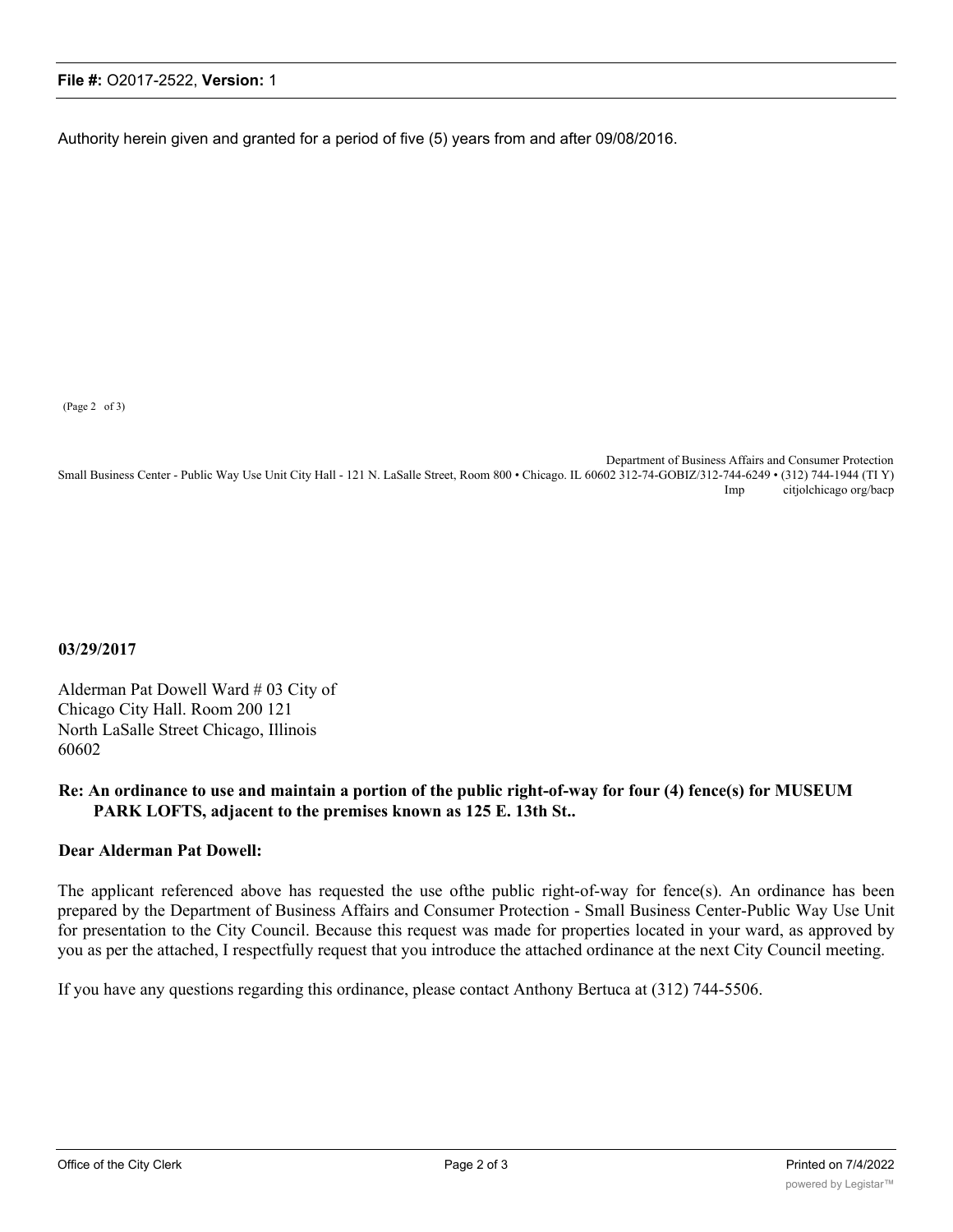Authority herein given and granted for a period of five (5) years from and after 09/08/2016.

(Page 2 of 3)

Department of Business Affairs and Consumer Protection
Small Business Center - Public Way Use Unit City Hall - 121 N. LaSalle Street, Room 800 • Chicago. IL 60602 312-74-GOBIZ/312-744-6249 • (312) 744-1944 (TI Y)
Imp citjolchicago org/bacp

**03/29/2017**

Alderman Pat Dowell Ward # 03 City of
Chicago City Hall. Room 200 121
North LaSalle Street Chicago, Illinois
60602

**Re: An ordinance to use and maintain a portion of the public right-of-way for four (4) fence(s) for MUSEUM PARK LOFTS, adjacent to the premises known as 125 E. 13th St..**

**Dear Alderman Pat Dowell:**

The applicant referenced above has requested the use ofthe public right-of-way for fence(s). An ordinance has been prepared by the Department of Business Affairs and Consumer Protection - Small Business Center-Public Way Use Unit for presentation to the City Council. Because this request was made for properties located in your ward, as approved by you as per the attached, I respectfully request that you introduce the attached ordinance at the next City Council meeting.

If you have any questions regarding this ordinance, please contact Anthony Bertuca at (312) 744-5506.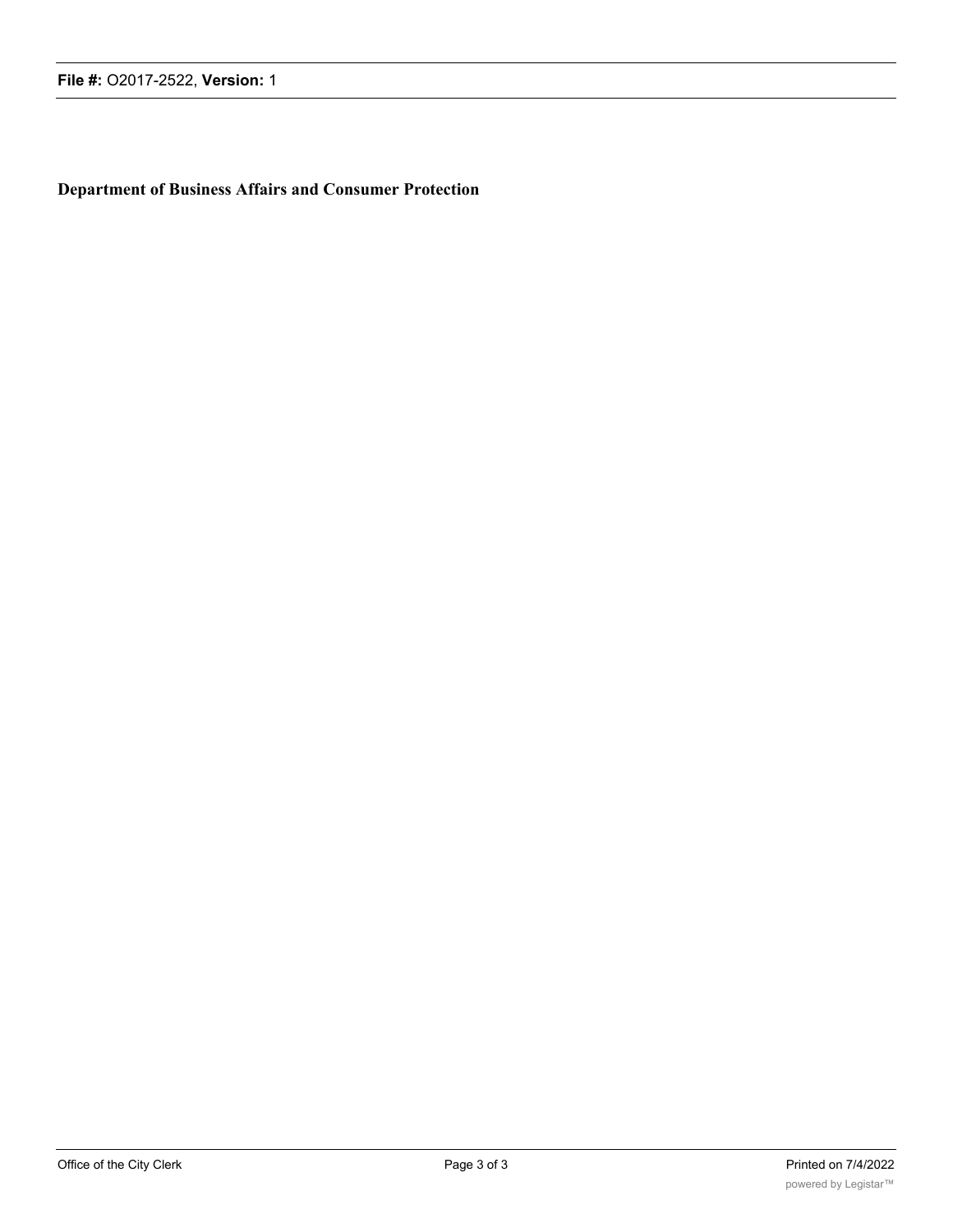**Department of Business Affairs and Consumer Protection**